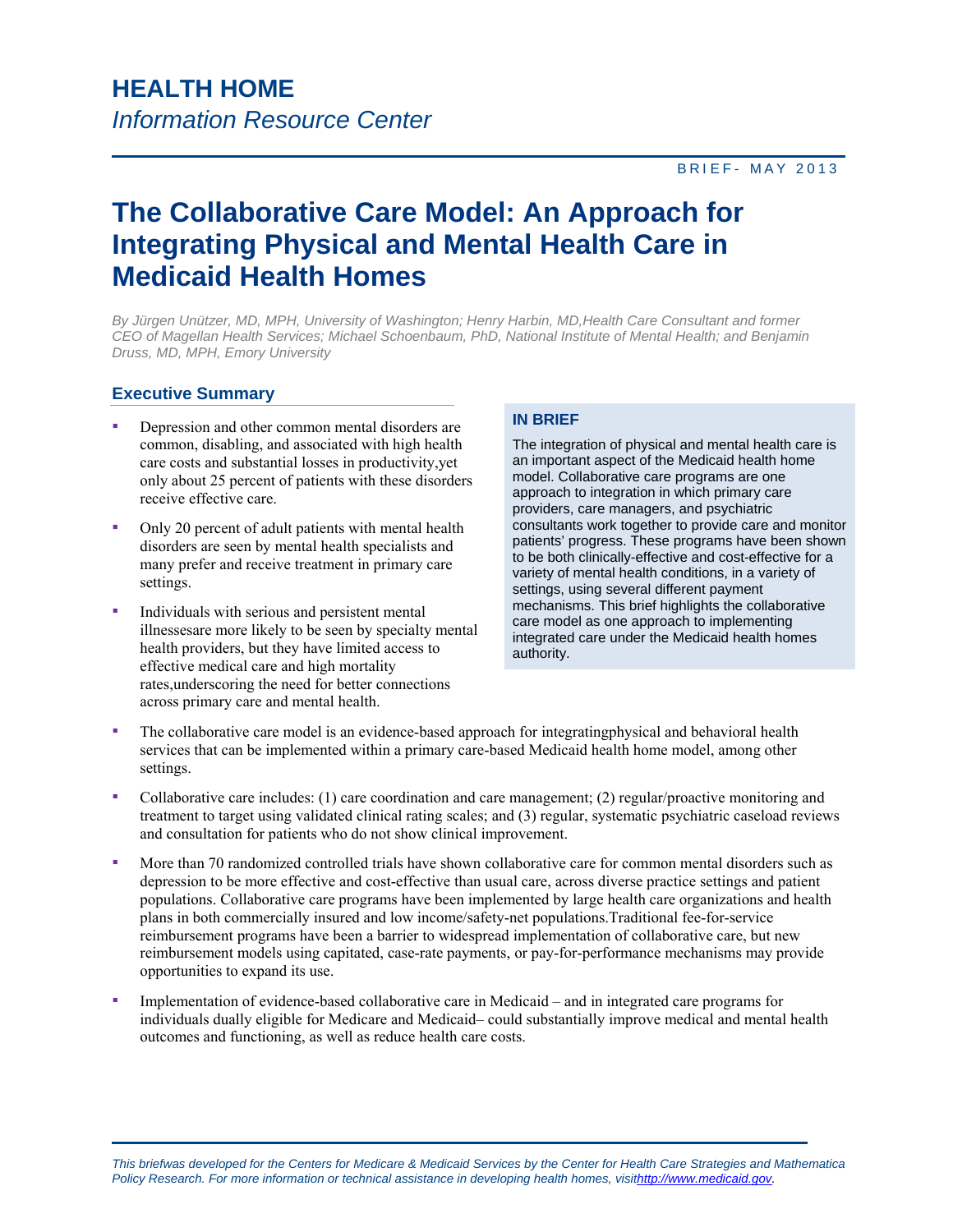# HEALTH HOME

*Information Resource Center*

BRIEF- MAY 2013

## The Collaborative Care Model: An Approach for Integrating Physical and Mental Health Care in Medicaid Health Homes

*By Jürgen Unützer, MD, MPH, University of Washington; Henry Harbin, MD,Health Care Consultant and former CEO of Magellan Health Services; Michael Schoenbaum, PhD, National Institute of Mental Health; and Benjamin Druss, MD, MPH, Emory University*

### IN BRIEF

The integration of physical and mental health care is an important aspect of the Medicaid health home model. Collaborative care programs are one approach to integration in which primary care providers, care managers, and psychiatric consultants work together to provide care and monitor patients' progress. These programs have been shown to be both clinically-effective and cost-effective for a variety of mental health conditions, in a variety of settings, using several different payment mechanisms. This brief highlights the collaborative care model as one approach to implementing integrated care under the Medicaid health homes authority.

### Executive Summary

- Depression and other common mental disorders are common, disabling, and associated with high health care costs and substantial losses in productivity,yet only about 25 percent of patients with these disorders receive effective care.
- Only 20 percent of adult patients with mental health disorders are seen by mental health specialists and many prefer and receive treatment in primary care settings.
- Individuals with serious and persistent mental illnessesare more likely to be seen by specialty mental health providers, but they have limited access to effective medical care and high mortality rates,underscoring the need for better connections across primary care and mental health.
- The collaborative care model is an evidence-based approach for integratingphysical and behavioral health services that can be implemented within a primary care-based Medicaid health home model, among other settings.
- Collaborative care includes: (1) care coordination and care management; (2) regular/proactive monitoring and treatment to target using validated clinical rating scales; and (3) regular, systematic psychiatric caseload reviews and consultation for patients who do not show clinical improvement.
- More than 70 randomized controlled trials have shown collaborative care for common mental disorders such as depression to be more effective and cost-effective than usual care, across diverse practice settings and patient populations. Collaborative care programs have been implemented by large health care organizations and health plans in both commercially insured and low income/safety-net populations.Traditional fee-for-service reimbursement programs have been a barrier to widespread implementation of collaborative care, but new reimbursement models using capitated, case-rate payments, or pay-for-performance mechanisms may provide opportunities to expand its use.
- Implementation of evidence-based collaborative care in Medicaid – and in integrated care programs for individuals dually eligible for Medicare and Medicaid– could substantially improve medical and mental health outcomes and functioning, as well as reduce health care costs.

*This briefwas developed for the Centers for Medicare & Medicaid Services by the Center for Health Care Strategies and Mathematica Policy Research. For more information or technical assistance in developing health homes, visit[http://www.medicaid.gov](http://www.medicaid.gov).*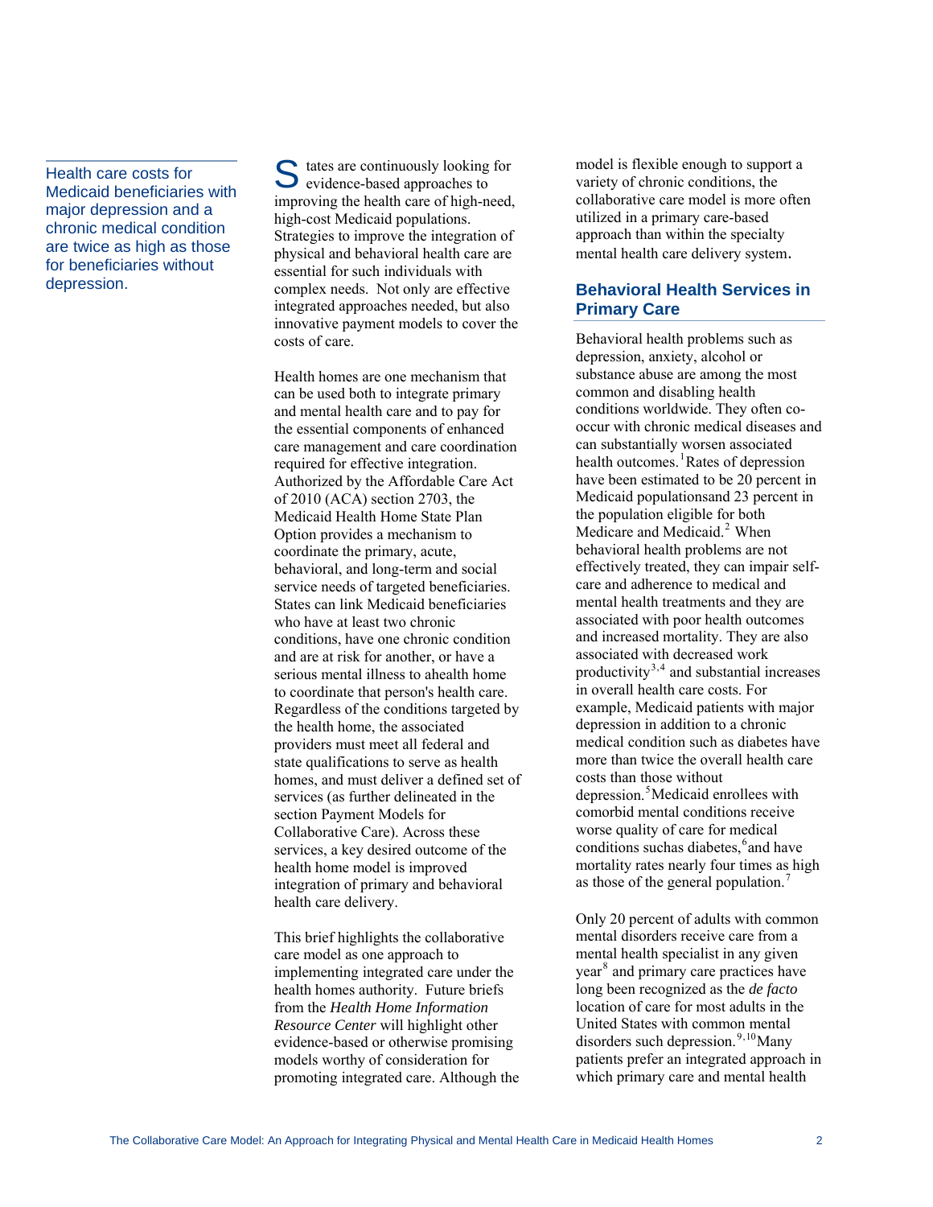Health care costs for Medicaid beneficiaries with major depression and a chronic medical condition are twice as high as those for beneficiaries without depression.

States are continuously looking for evidence-based approaches to improving the health care of high-need, high-cost Medicaid populations. Strategies to improve the integration of physical and behavioral health care are essential for such individuals with complex needs. Not only are effective integrated approaches needed, but also innovative payment models to cover the costs of care.

Health homes are one mechanism that can be used both to integrate primary and mental health care and to pay for the essential components of enhanced care management and care coordination required for effective integration. Authorized by the Affordable Care Act of 2010 (ACA) section 2703, the Medicaid Health Home State Plan Option provides a mechanism to coordinate the primary, acute, behavioral, and long-term and social service needs of targeted beneficiaries. States can link Medicaid beneficiaries who have at least two chronic conditions, have one chronic condition and are at risk for another, or have a serious mental illness to ahealth home to coordinate that person's health care. Regardless of the conditions targeted by the health home, the associated providers must meet all federal and state qualifications to serve as health homes, and must deliver a defined set of services (as further delineated in the section Payment Models for Collaborative Care). Across these services, a key desired outcome of the health home model is improved integration of primary and behavioral health care delivery.

This brief highlights the collaborative care model as one approach to implementing integrated care under the health homes authority. Future briefs from the *Health Home Information Resource Center* will highlight other evidence-based or otherwise promising models worthy of consideration for promoting integrated care. Although the model is flexible enough to support a variety of chronic conditions, the collaborative care model is more often utilized in a primary care-based approach than within the specialty mental health care delivery system.

## Behavioral Health Services in Primary Care

Behavioral health problems such as depression, anxiety, alcohol or substance abuse are among the most common and disabling health conditions worldwide. They often co-occur with chronic medical diseases and can substantially worsen associated health outcomes.[1] Rates of depression have been estimated to be 20 percent in Medicaid populationsand 23 percent in the population eligible for both Medicare and Medicaid.[2] When behavioral health problems are not effectively treated, they can impair self-care and adherence to medical and mental health treatments and they are associated with poor health outcomes and increased mortality. They are also associated with decreased work productivity[3,4] and substantial increases in overall health care costs. For example, Medicaid patients with major depression in addition to a chronic medical condition such as diabetes have more than twice the overall health care costs than those without depression.[5] Medicaid enrollees with comorbid mental conditions receive worse quality of care for medical conditions suchas diabetes,[6] and have mortality rates nearly four times as high as those of the general population.[7]

Only 20 percent of adults with common mental disorders receive care from a mental health specialist in any given year[8] and primary care practices have long been recognized as the *de facto* location of care for most adults in the United States with common mental disorders such depression.[9,10] Many patients prefer an integrated approach in which primary care and mental health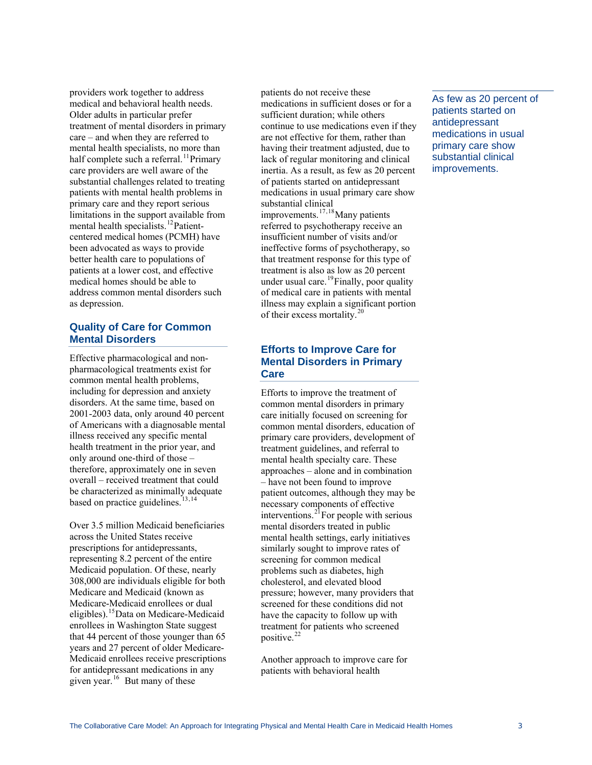providers work together to address medical and behavioral health needs. Older adults in particular prefer treatment of mental disorders in primary care – and when they are referred to mental health specialists, no more than half complete such a referral.[11] Primary care providers are well aware of the substantial challenges related to treating patients with mental health problems in primary care and they report serious limitations in the support available from mental health specialists.[12] Patient-centered medical homes (PCMH) have been advocated as ways to provide better health care to populations of patients at a lower cost, and effective medical homes should be able to address common mental disorders such as depression.

## Quality of Care for Common Mental Disorders

Effective pharmacological and non-pharmacological treatments exist for common mental health problems, including for depression and anxiety disorders. At the same time, based on 2001-2003 data, only around 40 percent of Americans with a diagnosable mental illness received any specific mental health treatment in the prior year, and only around one-third of those – therefore, approximately one in seven overall – received treatment that could be characterized as minimally adequate based on practice guidelines.[13,14]

Over 3.5 million Medicaid beneficiaries across the United States receive prescriptions for antidepressants, representing 8.2 percent of the entire Medicaid population. Of these, nearly 308,000 are individuals eligible for both Medicare and Medicaid (known as Medicare-Medicaid enrollees or dual eligibles).[15] Data on Medicare-Medicaid enrollees in Washington State suggest that 44 percent of those younger than 65 years and 27 percent of older Medicare-Medicaid enrollees receive prescriptions for antidepressant medications in any given year.[16] But many of these patients do not receive these medications in sufficient doses or for a sufficient duration; while others continue to use medications even if they are not effective for them, rather than having their treatment adjusted, due to lack of regular monitoring and clinical inertia. As a result, as few as 20 percent of patients started on antidepressant medications in usual primary care show substantial clinical improvements.[17,18] Many patients referred to psychotherapy receive an insufficient number of visits and/or ineffective forms of psychotherapy, so that treatment response for this type of treatment is also as low as 20 percent under usual care.[19] Finally, poor quality of medical care in patients with mental illness may explain a significant portion of their excess mortality.[20]

> As few as 20 percent of patients started on antidepressant medications in usual primary care show substantial clinical improvements.

## Efforts to Improve Care for Mental Disorders in Primary Care

Efforts to improve the treatment of common mental disorders in primary care initially focused on screening for common mental disorders, education of primary care providers, development of treatment guidelines, and referral to mental health specialty care. These approaches – alone and in combination – have not been found to improve patient outcomes, although they may be necessary components of effective interventions.[21] For people with serious mental disorders treated in public mental health settings, early initiatives similarly sought to improve rates of screening for common medical problems such as diabetes, high cholesterol, and elevated blood pressure; however, many providers that screened for these conditions did not have the capacity to follow up with treatment for patients who screened positive.[22]

Another approach to improve care for patients with behavioral health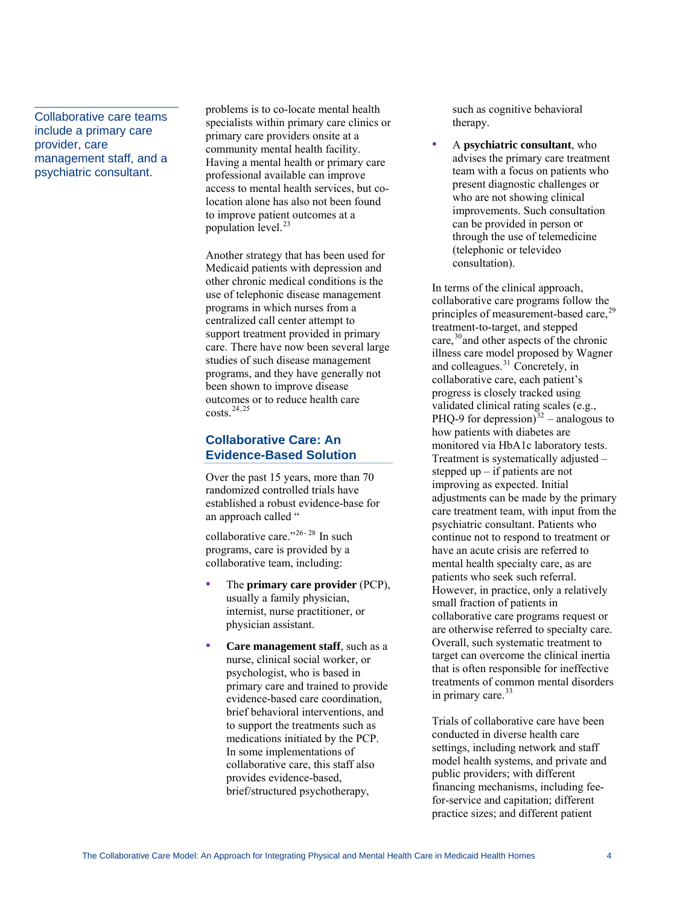Collaborative care teams include a primary care provider, care management staff, and a psychiatric consultant.

problems is to co-locate mental health specialists within primary care clinics or primary care providers onsite at a community mental health facility. Having a mental health or primary care professional available can improve access to mental health services, but co-location alone has also not been found to improve patient outcomes at a population level.[23]

Another strategy that has been used for Medicaid patients with depression and other chronic medical conditions is the use of telephonic disease management programs in which nurses from a centralized call center attempt to support treatment provided in primary care. There have now been several large studies of such disease management programs, and they have generally not been shown to improve disease outcomes or to reduce health care costs.[24,25]

## Collaborative Care: An Evidence-Based Solution

Over the past 15 years, more than 70 randomized controlled trials have established a robust evidence-base for an approach called "collaborative care."[26-28] In such programs, care is provided by a collaborative team, including:

- The **primary care provider** (PCP), usually a family physician, internist, nurse practitioner, or physician assistant.
- **Care management staff**, such as a nurse, clinical social worker, or psychologist, who is based in primary care and trained to provide evidence-based care coordination, brief behavioral interventions, and to support the treatments such as medications initiated by the PCP. In some implementations of collaborative care, this staff also provides evidence-based, brief/structured psychotherapy, such as cognitive behavioral therapy.
- A **psychiatric consultant**, who advises the primary care treatment team with a focus on patients who present diagnostic challenges or who are not showing clinical improvements. Such consultation can be provided in person or through the use of telemedicine (telephonic or televideo consultation).

In terms of the clinical approach, collaborative care programs follow the principles of measurement-based care,[29] treatment-to-target, and stepped care,[30] and other aspects of the chronic illness care model proposed by Wagner and colleagues.[31] Concretely, in collaborative care, each patient's progress is closely tracked using validated clinical rating scales (e.g., PHQ-9 for depression)[32] – analogous to how patients with diabetes are monitored via HbA1c laboratory tests. Treatment is systematically adjusted – stepped up – if patients are not improving as expected. Initial adjustments can be made by the primary care treatment team, with input from the psychiatric consultant. Patients who continue not to respond to treatment or have an acute crisis are referred to mental health specialty care, as are patients who seek such referral. However, in practice, only a relatively small fraction of patients in collaborative care programs request or are otherwise referred to specialty care. Overall, such systematic treatment to target can overcome the clinical inertia that is often responsible for ineffective treatments of common mental disorders in primary care.[33]

Trials of collaborative care have been conducted in diverse health care settings, including network and staff model health systems, and private and public providers; with different financing mechanisms, including fee-for-service and capitation; different practice sizes; and different patient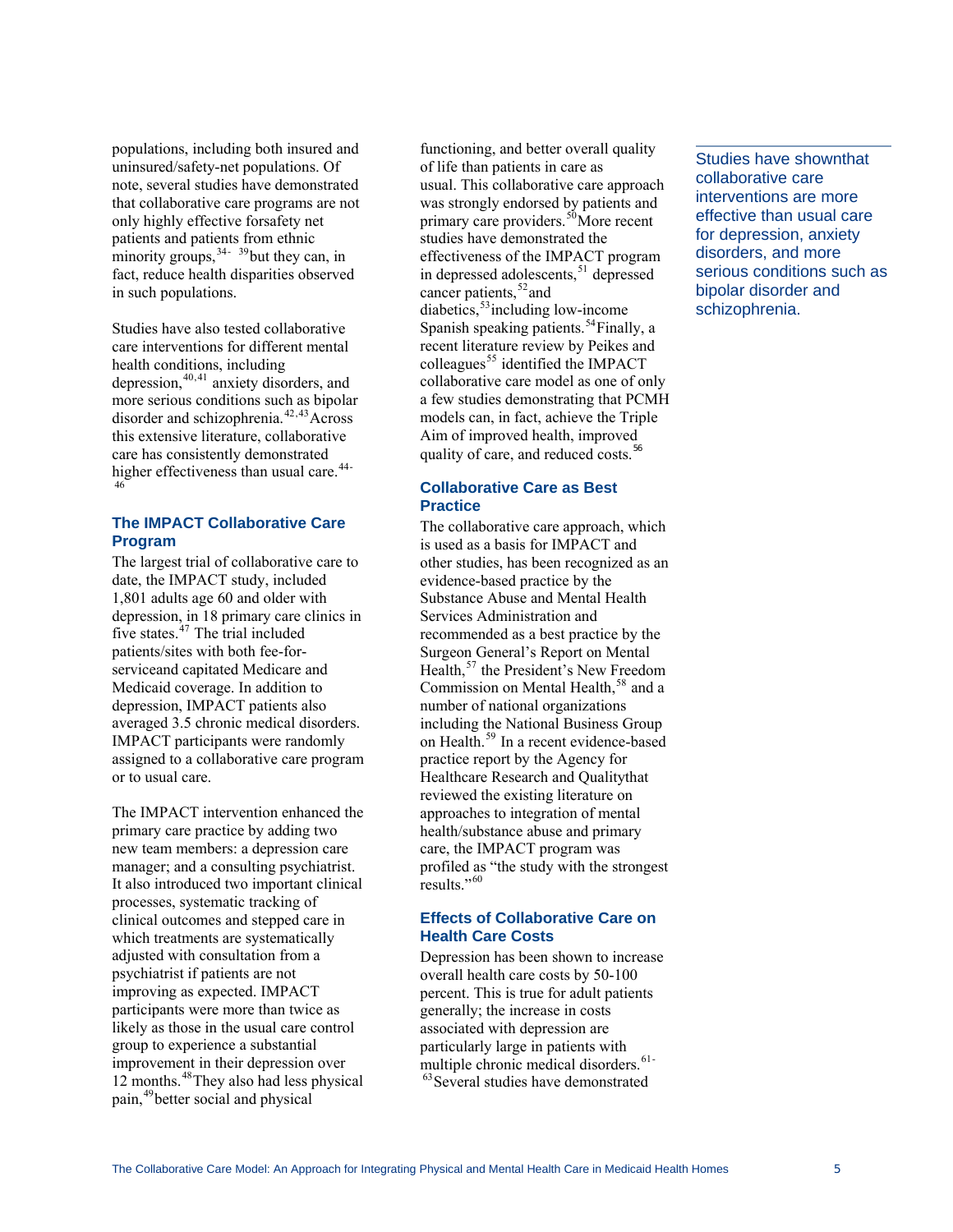populations, including both insured and uninsured/safety-net populations. Of note, several studies have demonstrated that collaborative care programs are not only highly effective forsafety net patients and patients from ethnic minority groups,[34-39]but they can, in fact, reduce health disparities observed in such populations.

Studies have also tested collaborative care interventions for different mental health conditions, including depression,[40,41] anxiety disorders, and more serious conditions such as bipolar disorder and schizophrenia.[42,43]Across this extensive literature, collaborative care has consistently demonstrated higher effectiveness than usual care.[44-46]

### The IMPACT Collaborative Care Program

The largest trial of collaborative care to date, the IMPACT study, included 1,801 adults age 60 and older with depression, in 18 primary care clinics in five states.[47] The trial included patients/sites with both fee-for-serviceand capitated Medicare and Medicaid coverage. In addition to depression, IMPACT patients also averaged 3.5 chronic medical disorders. IMPACT participants were randomly assigned to a collaborative care program or to usual care.

The IMPACT intervention enhanced the primary care practice by adding two new team members: a depression care manager; and a consulting psychiatrist. It also introduced two important clinical processes, systematic tracking of clinical outcomes and stepped care in which treatments are systematically adjusted with consultation from a psychiatrist if patients are not improving as expected. IMPACT participants were more than twice as likely as those in the usual care control group to experience a substantial improvement in their depression over 12 months.[48]They also had less physical pain,[49]better social and physical functioning, and better overall quality of life than patients in care as usual. This collaborative care approach was strongly endorsed by patients and primary care providers.[50]More recent studies have demonstrated the effectiveness of the IMPACT program in depressed adolescents,[51] depressed cancer patients,[52]and diabetics,[53]including low-income Spanish speaking patients.[54]Finally, a recent literature review by Peikes and colleagues[55] identified the IMPACT collaborative care model as one of only a few studies demonstrating that PCMH models can, in fact, achieve the Triple Aim of improved health, improved quality of care, and reduced costs.[56]

### Collaborative Care as Best Practice

The collaborative care approach, which is used as a basis for IMPACT and other studies, has been recognized as an evidence-based practice by the Substance Abuse and Mental Health Services Administration and recommended as a best practice by the Surgeon General's Report on Mental Health,[57] the President's New Freedom Commission on Mental Health,[58] and a number of national organizations including the National Business Group on Health.[59] In a recent evidence-based practice report by the Agency for Healthcare Research and Qualitythat reviewed the existing literature on approaches to integration of mental health/substance abuse and primary care, the IMPACT program was profiled as "the study with the strongest results."[60]

### Effects of Collaborative Care on Health Care Costs

Depression has been shown to increase overall health care costs by 50-100 percent. This is true for adult patients generally; the increase in costs associated with depression are particularly large in patients with multiple chronic medical disorders.[61-63]Several studies have demonstrated

Studies have shownthat collaborative care interventions are more effective than usual care for depression, anxiety disorders, and more serious conditions such as bipolar disorder and schizophrenia.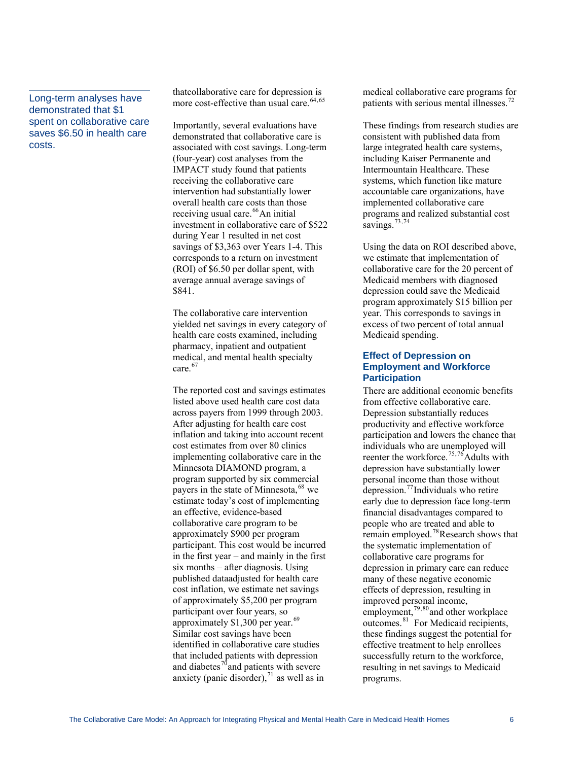Long-term analyses have demonstrated that $1 spent on collaborative care saves $6.50 in health care costs.

thatcollaborative care for depression is more cost-effective than usual care.[64,65]

Importantly, several evaluations have demonstrated that collaborative care is associated with cost savings. Long-term (four-year) cost analyses from the IMPACT study found that patients receiving the collaborative care intervention had substantially lower overall health care costs than those receiving usual care.[66] An initial investment in collaborative care of $522 during Year 1 resulted in net cost savings of $3,363 over Years 1-4. This corresponds to a return on investment (ROI) of $6.50 per dollar spent, with average annual average savings of $841.

The collaborative care intervention yielded net savings in every category of health care costs examined, including pharmacy, inpatient and outpatient medical, and mental health specialty care.[67]

The reported cost and savings estimates listed above used health care cost data across payers from 1999 through 2003. After adjusting for health care cost inflation and taking into account recent cost estimates from over 80 clinics implementing collaborative care in the Minnesota DIAMOND program, a program supported by six commercial payers in the state of Minnesota,[68] we estimate today's cost of implementing an effective, evidence-based collaborative care program to be approximately $900 per program participant. This cost would be incurred in the first year – and mainly in the first six months – after diagnosis. Using published dataadjusted for health care cost inflation, we estimate net savings of approximately $5,200 per program participant over four years, so approximately $1,300 per year.[69] Similar cost savings have been identified in collaborative care studies that included patients with depression and diabetes[70] and patients with severe anxiety (panic disorder),[71] as well as in medical collaborative care programs for patients with serious mental illnesses.[72]

These findings from research studies are consistent with published data from large integrated health care systems, including Kaiser Permanente and Intermountain Healthcare. These systems, which function like mature accountable care organizations, have implemented collaborative care programs and realized substantial cost savings.[73,74]

Using the data on ROI described above, we estimate that implementation of collaborative care for the 20 percent of Medicaid members with diagnosed depression could save the Medicaid program approximately $15 billion per year. This corresponds to savings in excess of two percent of total annual Medicaid spending.

### Effect of Depression on Employment and Workforce Participation

There are additional economic benefits from effective collaborative care. Depression substantially reduces productivity and effective workforce participation and lowers the chance that individuals who are unemployed will reenter the workforce.[75,76] Adults with depression have substantially lower personal income than those without depression.[77] Individuals who retire early due to depression face long-term financial disadvantages compared to people who are treated and able to remain employed.[78] Research shows that the systematic implementation of collaborative care programs for depression in primary care can reduce many of these negative economic effects of depression, resulting in improved personal income, employment,[79,80] and other workplace outcomes.[81] For Medicaid recipients, these findings suggest the potential for effective treatment to help enrollees successfully return to the workforce, resulting in net savings to Medicaid programs.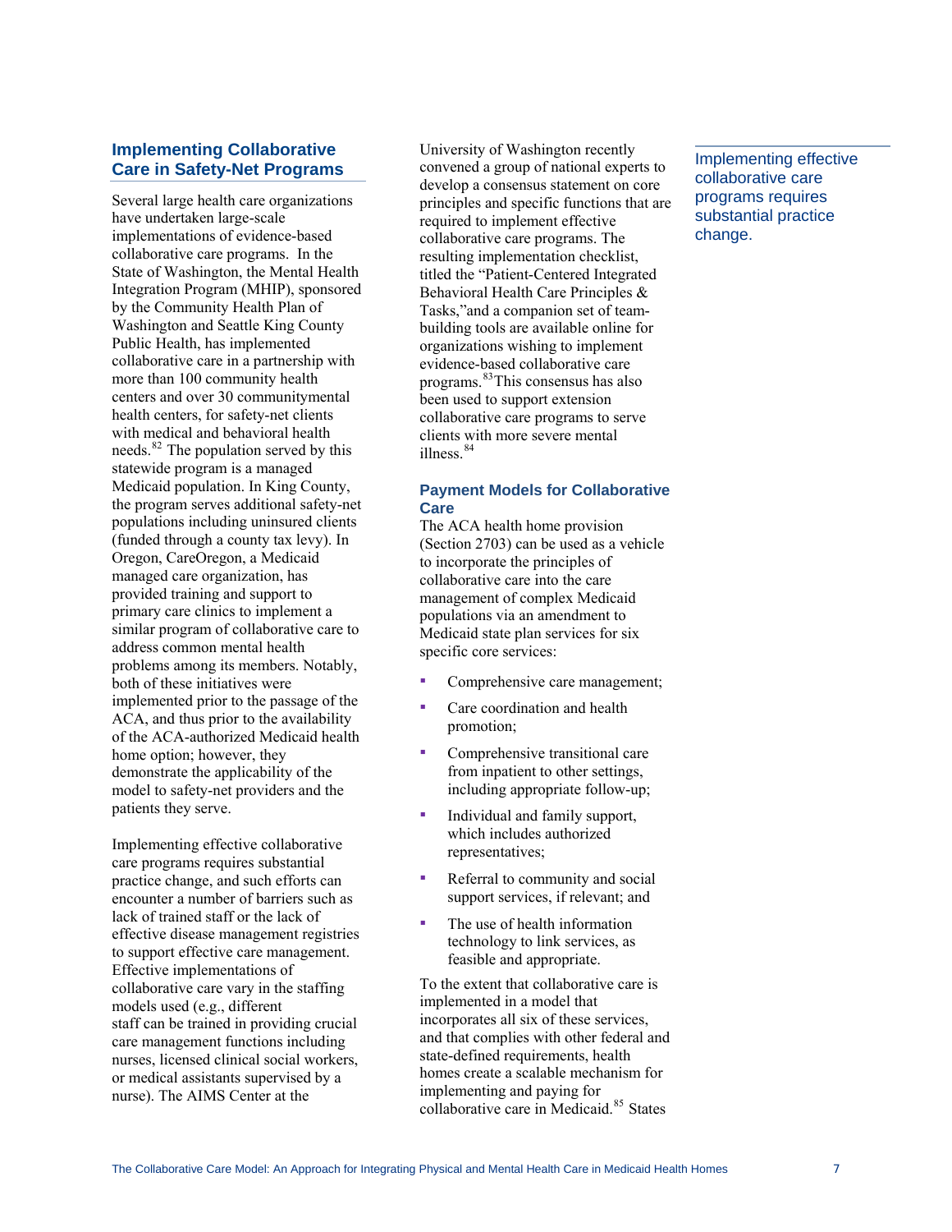## Implementing Collaborative Care in Safety-Net Programs

Several large health care organizations have undertaken large-scale implementations of evidence-based collaborative care programs. In the State of Washington, the Mental Health Integration Program (MHIP), sponsored by the Community Health Plan of Washington and Seattle King County Public Health, has implemented collaborative care in a partnership with more than 100 community health centers and over 30 communitymental health centers, for safety-net clients with medical and behavioral health needs.[82] The population served by this statewide program is a managed Medicaid population. In King County, the program serves additional safety-net populations including uninsured clients (funded through a county tax levy). In Oregon, CareOregon, a Medicaid managed care organization, has provided training and support to primary care clinics to implement a similar program of collaborative care to address common mental health problems among its members. Notably, both of these initiatives were implemented prior to the passage of the ACA, and thus prior to the availability of the ACA-authorized Medicaid health home option; however, they demonstrate the applicability of the model to safety-net providers and the patients they serve.

Implementing effective collaborative care programs requires substantial practice change, and such efforts can encounter a number of barriers such as lack of trained staff or the lack of effective disease management registries to support effective care management. Effective implementations of collaborative care vary in the staffing models used (e.g., different staff can be trained in providing crucial care management functions including nurses, licensed clinical social workers, or medical assistants supervised by a nurse). The AIMS Center at the University of Washington recently convened a group of national experts to develop a consensus statement on core principles and specific functions that are required to implement effective collaborative care programs. The resulting implementation checklist, titled the "Patient-Centered Integrated Behavioral Health Care Principles & Tasks,"and a companion set of team-building tools are available online for organizations wishing to implement evidence-based collaborative care programs.[83] This consensus has also been used to support extension collaborative care programs to serve clients with more severe mental illness.[84]

Implementing effective collaborative care programs requires substantial practice change.

## Payment Models for Collaborative Care

The ACA health home provision (Section 2703) can be used as a vehicle to incorporate the principles of collaborative care into the care management of complex Medicaid populations via an amendment to Medicaid state plan services for six specific core services:

- Comprehensive care management;
- Care coordination and health promotion;
- Comprehensive transitional care from inpatient to other settings, including appropriate follow-up;
- Individual and family support, which includes authorized representatives;
- Referral to community and social support services, if relevant; and
- The use of health information technology to link services, as feasible and appropriate.

To the extent that collaborative care is implemented in a model that incorporates all six of these services, and that complies with other federal and state-defined requirements, health homes create a scalable mechanism for implementing and paying for collaborative care in Medicaid.[85] States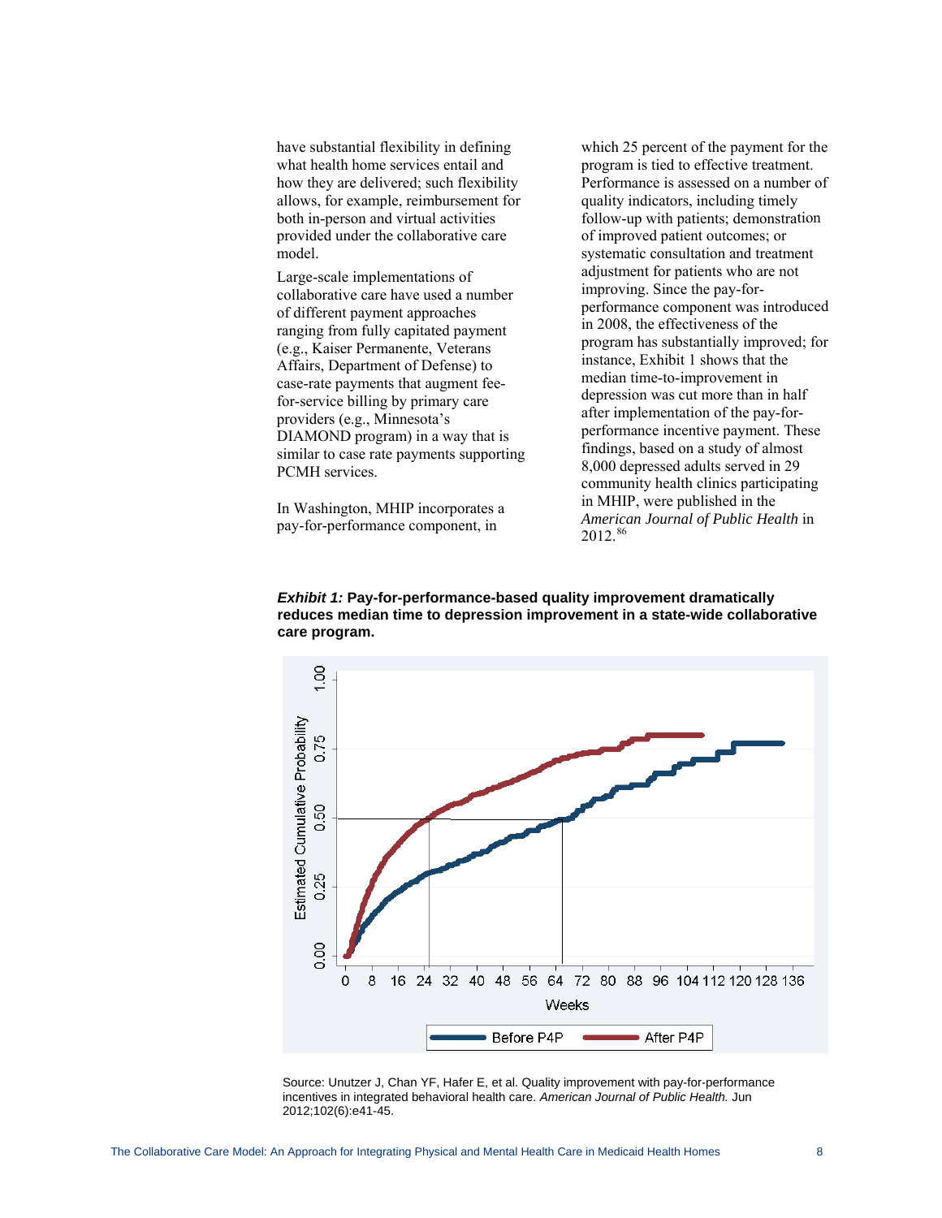have substantial flexibility in defining what health home services entail and how they are delivered; such flexibility allows, for example, reimbursement for both in-person and virtual activities provided under the collaborative care model.

Large-scale implementations of collaborative care have used a number of different payment approaches ranging from fully capitated payment (e.g., Kaiser Permanente, Veterans Affairs, Department of Defense) to case-rate payments that augment fee-for-service billing by primary care providers (e.g., Minnesota's DIAMOND program) in a way that is similar to case rate payments supporting PCMH services.

In Washington, MHIP incorporates a pay-for-performance component, in which 25 percent of the payment for the program is tied to effective treatment. Performance is assessed on a number of quality indicators, including timely follow-up with patients; demonstration of improved patient outcomes; or systematic consultation and treatment adjustment for patients who are not improving. Since the pay-for-performance component was introduced in 2008, the effectiveness of the program has substantially improved; for instance, Exhibit 1 shows that the median time-to-improvement in depression was cut more than in half after implementation of the pay-for-performance incentive payment. These findings, based on a study of almost 8,000 depressed adults served in 29 community health clinics participating in MHIP, were published in the *American Journal of Public Health* in 2012.[86]

***Exhibit 1:*** **Pay-for-performance-based quality improvement dramatically reduces median time to depression improvement in a state-wide collaborative care program.**

Source: Unutzer J, Chan YF, Hafer E, et al. Quality improvement with pay-for-performance incentives in integrated behavioral health care. *American Journal of Public Health.* Jun 2012;102(6):e41-45.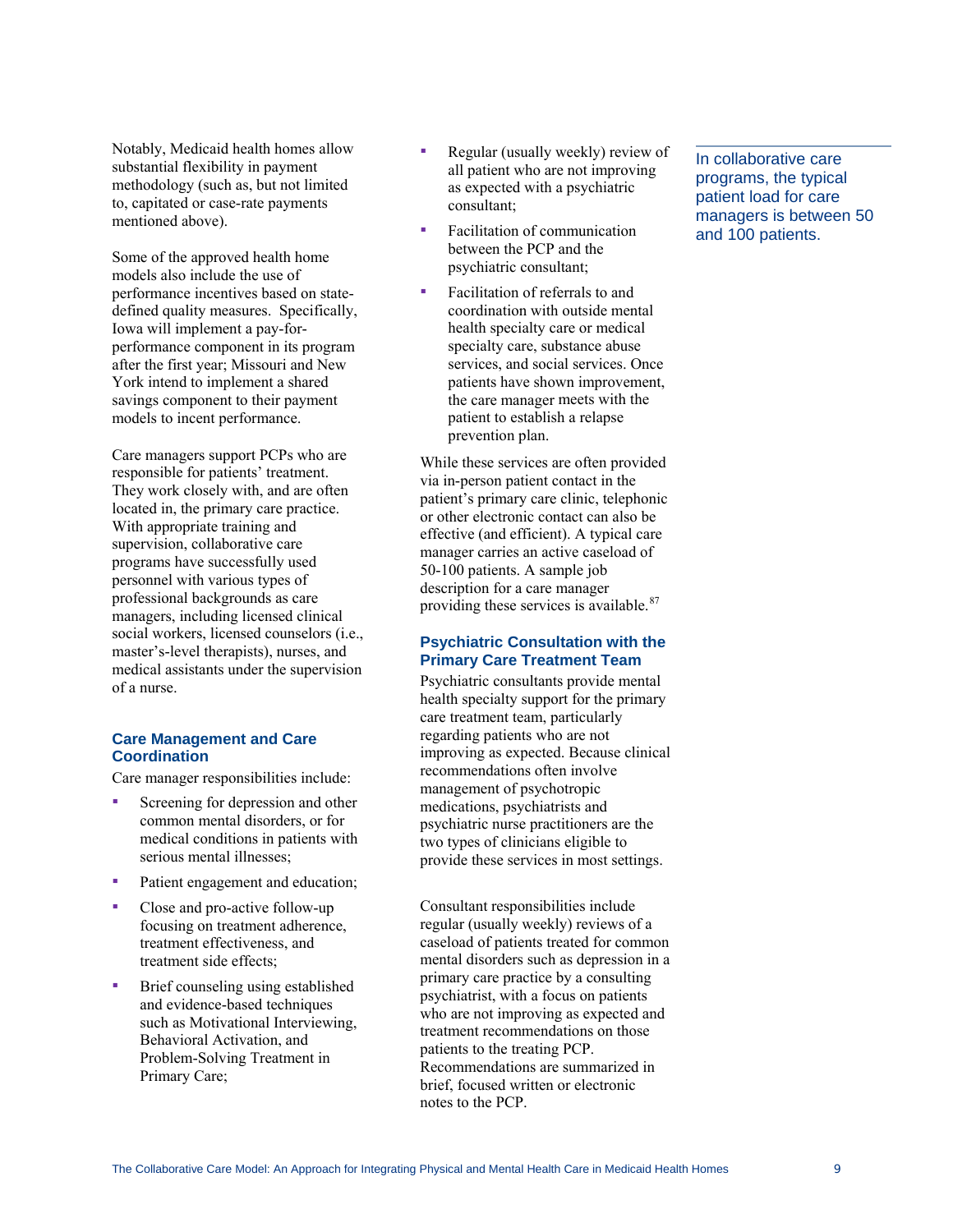Notably, Medicaid health homes allow substantial flexibility in payment methodology (such as, but not limited to, capitated or case-rate payments mentioned above).

Some of the approved health home models also include the use of performance incentives based on state-defined quality measures. Specifically, Iowa will implement a pay-for-performance component in its program after the first year; Missouri and New York intend to implement a shared savings component to their payment models to incent performance.

Care managers support PCPs who are responsible for patients' treatment. They work closely with, and are often located in, the primary care practice. With appropriate training and supervision, collaborative care programs have successfully used personnel with various types of professional backgrounds as care managers, including licensed clinical social workers, licensed counselors (i.e., master's-level therapists), nurses, and medical assistants under the supervision of a nurse.

### Care Management and Care Coordination

Care manager responsibilities include:

- Screening for depression and other common mental disorders, or for medical conditions in patients with serious mental illnesses;
- Patient engagement and education;
- Close and pro-active follow-up focusing on treatment adherence, treatment effectiveness, and treatment side effects;
- Brief counseling using established and evidence-based techniques such as Motivational Interviewing, Behavioral Activation, and Problem-Solving Treatment in Primary Care;
- Regular (usually weekly) review of all patient who are not improving as expected with a psychiatric consultant;
- Facilitation of communication between the PCP and the psychiatric consultant;
- Facilitation of referrals to and coordination with outside mental health specialty care or medical specialty care, substance abuse services, and social services. Once patients have shown improvement, the care manager meets with the patient to establish a relapse prevention plan.

While these services are often provided via in-person patient contact in the patient's primary care clinic, telephonic or other electronic contact can also be effective (and efficient). A typical care manager carries an active caseload of 50-100 patients. A sample job description for a care manager providing these services is available.[87]

### Psychiatric Consultation with the Primary Care Treatment Team

Psychiatric consultants provide mental health specialty support for the primary care treatment team, particularly regarding patients who are not improving as expected. Because clinical recommendations often involve management of psychotropic medications, psychiatrists and psychiatric nurse practitioners are the two types of clinicians eligible to provide these services in most settings.

Consultant responsibilities include regular (usually weekly) reviews of a caseload of patients treated for common mental disorders such as depression in a primary care practice by a consulting psychiatrist, with a focus on patients who are not improving as expected and treatment recommendations on those patients to the treating PCP. Recommendations are summarized in brief, focused written or electronic notes to the PCP.

In collaborative care programs, the typical patient load for care managers is between 50 and 100 patients.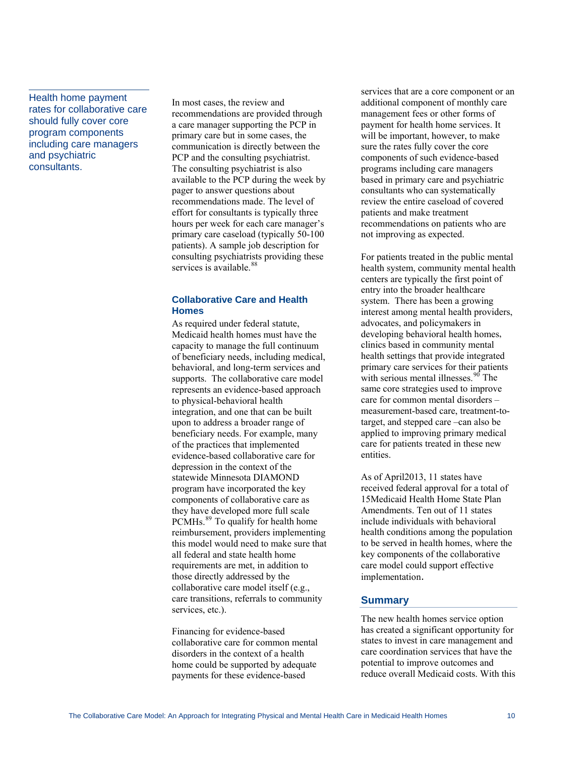Health home payment rates for collaborative care should fully cover core program components including care managers and psychiatric consultants.

In most cases, the review and recommendations are provided through a care manager supporting the PCP in primary care but in some cases, the communication is directly between the PCP and the consulting psychiatrist. The consulting psychiatrist is also available to the PCP during the week by pager to answer questions about recommendations made. The level of effort for consultants is typically three hours per week for each care manager's primary care caseload (typically 50-100 patients). A sample job description for consulting psychiatrists providing these services is available.[88]

### Collaborative Care and Health Homes

As required under federal statute, Medicaid health homes must have the capacity to manage the full continuum of beneficiary needs, including medical, behavioral, and long-term services and supports. The collaborative care model represents an evidence-based approach to physical-behavioral health integration, and one that can be built upon to address a broader range of beneficiary needs. For example, many of the practices that implemented evidence-based collaborative care for depression in the context of the statewide Minnesota DIAMOND program have incorporated the key components of collaborative care as they have developed more full scale PCMHs.[89] To qualify for health home reimbursement, providers implementing this model would need to make sure that all federal and state health home requirements are met, in addition to those directly addressed by the collaborative care model itself (e.g., care transitions, referrals to community services, etc.).

Financing for evidence-based collaborative care for common mental disorders in the context of a health home could be supported by adequate payments for these evidence-based services that are a core component or an additional component of monthly care management fees or other forms of payment for health home services. It will be important, however, to make sure the rates fully cover the core components of such evidence-based programs including care managers based in primary care and psychiatric consultants who can systematically review the entire caseload of covered patients and make treatment recommendations on patients who are not improving as expected.

For patients treated in the public mental health system, community mental health centers are typically the first point of entry into the broader healthcare system. There has been a growing interest among mental health providers, advocates, and policymakers in developing behavioral health homes, clinics based in community mental health settings that provide integrated primary care services for their patients with serious mental illnesses.[90] The same core strategies used to improve care for common mental disorders – measurement-based care, treatment-to-target, and stepped care –can also be applied to improving primary medical care for patients treated in these new entities.

As of April2013, 11 states have received federal approval for a total of 15Medicaid Health Home State Plan Amendments. Ten out of 11 states include individuals with behavioral health conditions among the population to be served in health homes, where the key components of the collaborative care model could support effective implementation.

### Summary

The new health homes service option has created a significant opportunity for states to invest in care management and care coordination services that have the potential to improve outcomes and reduce overall Medicaid costs. With this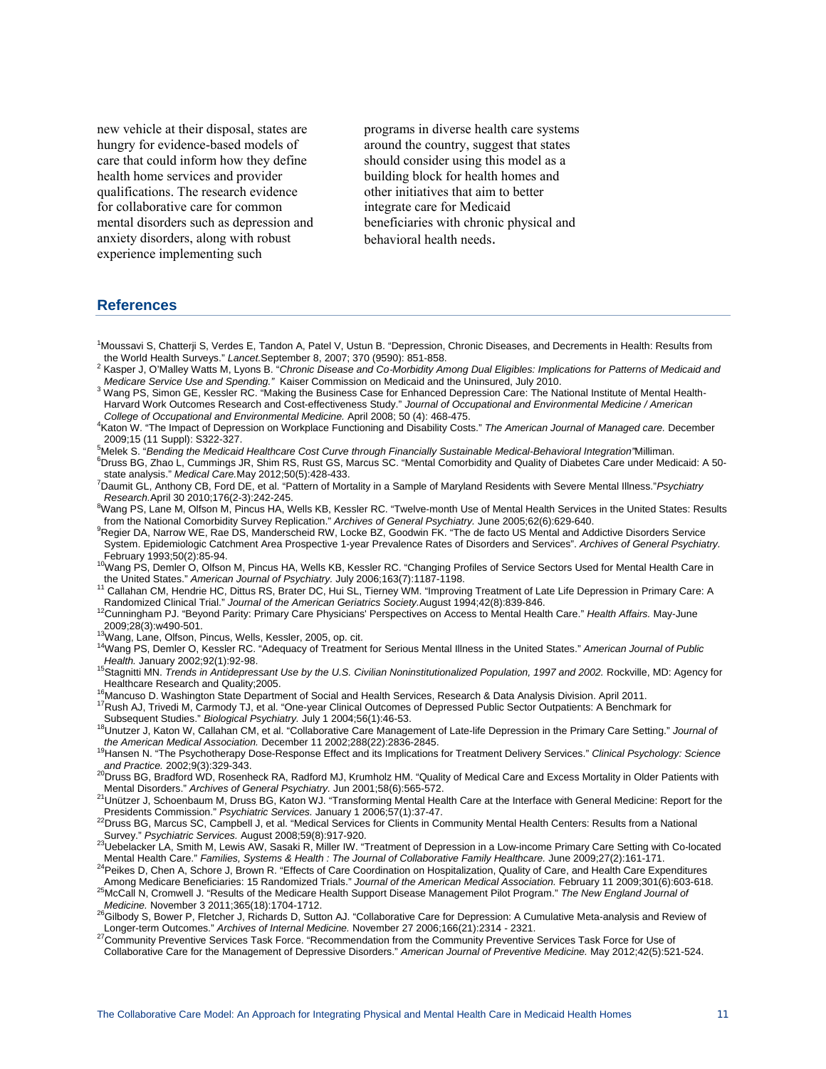new vehicle at their disposal, states are hungry for evidence-based models of care that could inform how they define health home services and provider qualifications. The research evidence for collaborative care for common mental disorders such as depression and anxiety disorders, along with robust experience implementing such programs in diverse health care systems around the country, suggest that states should consider using this model as a building block for health homes and other initiatives that aim to better integrate care for Medicaid beneficiaries with chronic physical and behavioral health needs.

## References

[1]Moussavi S, Chatterji S, Verdes E, Tandon A, Patel V, Ustun B. "Depression, Chronic Diseases, and Decrements in Health: Results from the World Health Surveys." *Lancet.*September 8, 2007; 370 (9590): 851-858.

[2] Kasper J, O'Malley Watts M, Lyons B. "*Chronic Disease and Co-Morbidity Among Dual Eligibles: Implications for Patterns of Medicaid and Medicare Service Use and Spending."* Kaiser Commission on Medicaid and the Uninsured, July 2010.

[3] Wang PS, Simon GE, Kessler RC. "Making the Business Case for Enhanced Depression Care: The National Institute of Mental Health-Harvard Work Outcomes Research and Cost-effectiveness Study." *Journal of Occupational and Environmental Medicine / American College of Occupational and Environmental Medicine.* April 2008; 50 (4): 468-475.

[4]Katon W. "The Impact of Depression on Workplace Functioning and Disability Costs." *The American Journal of Managed care.* December 2009;15 (11 Suppl): S322-327.

[5]Melek S. "*Bending the Medicaid Healthcare Cost Curve through Financially Sustainable Medical-Behavioral Integration"*Milliman.

[6]Druss BG, Zhao L, Cummings JR, Shim RS, Rust GS, Marcus SC. "Mental Comorbidity and Quality of Diabetes Care under Medicaid: A 50-state analysis." *Medical Care.*May 2012;50(5):428-433.

[7]Daumit GL, Anthony CB, Ford DE, et al. "Pattern of Mortality in a Sample of Maryland Residents with Severe Mental Illness."*Psychiatry Research.*April 30 2010;176(2-3):242-245.

[8]Wang PS, Lane M, Olfson M, Pincus HA, Wells KB, Kessler RC. "Twelve-month Use of Mental Health Services in the United States: Results from the National Comorbidity Survey Replication." *Archives of General Psychiatry.* June 2005;62(6):629-640.

[9]Regier DA, Narrow WE, Rae DS, Manderscheid RW, Locke BZ, Goodwin FK. "The de facto US Mental and Addictive Disorders Service System. Epidemiologic Catchment Area Prospective 1-year Prevalence Rates of Disorders and Services". *Archives of General Psychiatry.* February 1993;50(2):85-94.

[10]Wang PS, Demler O, Olfson M, Pincus HA, Wells KB, Kessler RC. "Changing Profiles of Service Sectors Used for Mental Health Care in the United States." *American Journal of Psychiatry.* July 2006;163(7):1187-1198.

[11] Callahan CM, Hendrie HC, Dittus RS, Brater DC, Hui SL, Tierney WM. "Improving Treatment of Late Life Depression in Primary Care: A Randomized Clinical Trial." *Journal of the American Geriatrics Society.*August 1994;42(8):839-846.

[12]Cunningham PJ. "Beyond Parity: Primary Care Physicians' Perspectives on Access to Mental Health Care." *Health Affairs.* May-June 2009;28(3):w490-501.

[13]Wang, Lane, Olfson, Pincus, Wells, Kessler, 2005, op. cit.

[14]Wang PS, Demler O, Kessler RC. "Adequacy of Treatment for Serious Mental Illness in the United States." *American Journal of Public Health.* January 2002;92(1):92-98.

[15]Stagnitti MN. *Trends in Antidepressant Use by the U.S. Civilian Noninstitutionalized Population, 1997 and 2002.* Rockville, MD: Agency for Healthcare Research and Quality;2005.

[16]Mancuso D. Washington State Department of Social and Health Services, Research & Data Analysis Division. April 2011.

[17]Rush AJ, Trivedi M, Carmody TJ, et al. "One-year Clinical Outcomes of Depressed Public Sector Outpatients: A Benchmark for Subsequent Studies." *Biological Psychiatry.* July 1 2004;56(1):46-53.

[18]Unutzer J, Katon W, Callahan CM, et al. "Collaborative Care Management of Late-life Depression in the Primary Care Setting." *Journal of the American Medical Association.* December 11 2002;288(22):2836-2845.

[19]Hansen N. "The Psychotherapy Dose-Response Effect and its Implications for Treatment Delivery Services." *Clinical Psychology: Science and Practice.* 2002;9(3):329-343.

[20]Druss BG, Bradford WD, Rosenheck RA, Radford MJ, Krumholz HM. "Quality of Medical Care and Excess Mortality in Older Patients with Mental Disorders." *Archives of General Psychiatry.* Jun 2001;58(6):565-572.

[21]Unützer J, Schoenbaum M, Druss BG, Katon WJ. "Transforming Mental Health Care at the Interface with General Medicine: Report for the Presidents Commission." *Psychiatric Services.* January 1 2006;57(1):37-47.

[22]Druss BG, Marcus SC, Campbell J, et al. "Medical Services for Clients in Community Mental Health Centers: Results from a National Survey." *Psychiatric Services.* August 2008;59(8):917-920.

[23]Uebelacker LA, Smith M, Lewis AW, Sasaki R, Miller IW. "Treatment of Depression in a Low-income Primary Care Setting with Co-located Mental Health Care." *Families, Systems & Health : The Journal of Collaborative Family Healthcare.* June 2009;27(2):161-171.

[24]Peikes D, Chen A, Schore J, Brown R. "Effects of Care Coordination on Hospitalization, Quality of Care, and Health Care Expenditures Among Medicare Beneficiaries: 15 Randomized Trials." *Journal of the American Medical Association.* February 11 2009;301(6):603-618.

[25]McCall N, Cromwell J. "Results of the Medicare Health Support Disease Management Pilot Program." *The New England Journal of Medicine.* November 3 2011;365(18):1704-1712.

[26]Gilbody S, Bower P, Fletcher J, Richards D, Sutton AJ. "Collaborative Care for Depression: A Cumulative Meta-analysis and Review of Longer-term Outcomes." *Archives of Internal Medicine.* November 27 2006;166(21):2314 - 2321.

[27]Community Preventive Services Task Force. "Recommendation from the Community Preventive Services Task Force for Use of Collaborative Care for the Management of Depressive Disorders." *American Journal of Preventive Medicine.* May 2012;42(5):521-524.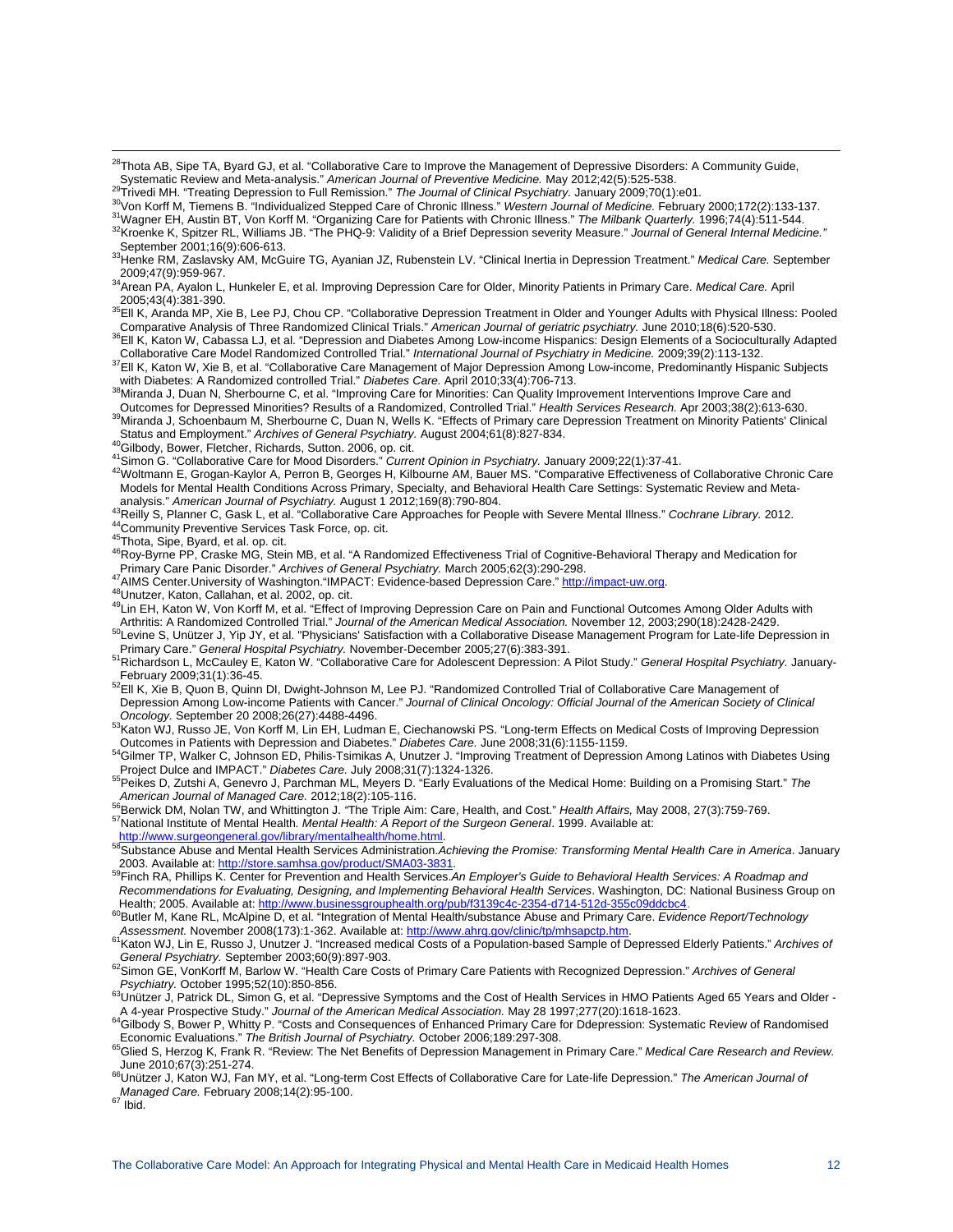[28]Thota AB, Sipe TA, Byard GJ, et al. "Collaborative Care to Improve the Management of Depressive Disorders: A Community Guide, Systematic Review and Meta-analysis." *American Journal of Preventive Medicine.* May 2012;42(5):525-538.

[29]Trivedi MH. "Treating Depression to Full Remission." *The Journal of Clinical Psychiatry.* January 2009;70(1):e01.

[30]Von Korff M, Tiemens B. "Individualized Stepped Care of Chronic Illness." *Western Journal of Medicine.* February 2000;172(2):133-137.

[31]Wagner EH, Austin BT, Von Korff M. "Organizing Care for Patients with Chronic Illness." *The Milbank Quarterly.* 1996;74(4):511-544.

[32]Kroenke K, Spitzer RL, Williams JB. "The PHQ-9: Validity of a Brief Depression severity Measure." *Journal of General Internal Medicine."* September 2001;16(9):606-613.

[33]Henke RM, Zaslavsky AM, McGuire TG, Ayanian JZ, Rubenstein LV. "Clinical Inertia in Depression Treatment." *Medical Care.* September 2009;47(9):959-967.

[34]Arean PA, Ayalon L, Hunkeler E, et al. Improving Depression Care for Older, Minority Patients in Primary Care. *Medical Care.* April 2005;43(4):381-390.

[35]Ell K, Aranda MP, Xie B, Lee PJ, Chou CP. "Collaborative Depression Treatment in Older and Younger Adults with Physical Illness: Pooled Comparative Analysis of Three Randomized Clinical Trials." *American Journal of geriatric psychiatry.* June 2010;18(6):520-530.

[36]Ell K, Katon W, Cabassa LJ, et al. "Depression and Diabetes Among Low-income Hispanics: Design Elements of a Socioculturally Adapted Collaborative Care Model Randomized Controlled Trial." *International Journal of Psychiatry in Medicine.* 2009;39(2):113-132.

[37]Ell K, Katon W, Xie B, et al. "Collaborative Care Management of Major Depression Among Low-income, Predominantly Hispanic Subjects with Diabetes: A Randomized controlled Trial." *Diabetes Care.* April 2010;33(4):706-713.

[38]Miranda J, Duan N, Sherbourne C, et al. "Improving Care for Minorities: Can Quality Improvement Interventions Improve Care and Outcomes for Depressed Minorities? Results of a Randomized, Controlled Trial." *Health Services Research.* Apr 2003;38(2):613-630.

[39]Miranda J, Schoenbaum M, Sherbourne C, Duan N, Wells K. "Effects of Primary care Depression Treatment on Minority Patients' Clinical Status and Employment." *Archives of General Psychiatry.* August 2004;61(8):827-834.

[40]Gilbody, Bower, Fletcher, Richards, Sutton. 2006, op. cit.

[41]Simon G. "Collaborative Care for Mood Disorders." *Current Opinion in Psychiatry.* January 2009;22(1):37-41.

[42]Woltmann E, Grogan-Kaylor A, Perron B, Georges H, Kilbourne AM, Bauer MS. "Comparative Effectiveness of Collaborative Chronic Care Models for Mental Health Conditions Across Primary, Specialty, and Behavioral Health Care Settings: Systematic Review and Meta-analysis." *American Journal of Psychiatry.* August 1 2012;169(8):790-804.

[43]Reilly S, Planner C, Gask L, et al. "Collaborative Care Approaches for People with Severe Mental Illness." *Cochrane Library.* 2012.

[44]Community Preventive Services Task Force, op. cit.

[45]Thota, Sipe, Byard, et al. op. cit.

[46]Roy-Byrne PP, Craske MG, Stein MB, et al. "A Randomized Effectiveness Trial of Cognitive-Behavioral Therapy and Medication for Primary Care Panic Disorder." *Archives of General Psychiatry.* March 2005;62(3):290-298.

[47]AIMS Center.University of Washington."IMPACT: Evidence-based Depression Care." http://impact-uw.org.

[48]Unutzer, Katon, Callahan, et al. 2002, op. cit.

[49]Lin EH, Katon W, Von Korff M, et al. "Effect of Improving Depression Care on Pain and Functional Outcomes Among Older Adults with Arthritis: A Randomized Controlled Trial." *Journal of the American Medical Association.* November 12, 2003;290(18):2428-2429.

[50]Levine S, Unützer J, Yip JY, et al. "Physicians' Satisfaction with a Collaborative Disease Management Program for Late-life Depression in Primary Care." *General Hospital Psychiatry.* November-December 2005;27(6):383-391.

[51]Richardson L, McCauley E, Katon W. "Collaborative Care for Adolescent Depression: A Pilot Study." *General Hospital Psychiatry.* January-February 2009;31(1):36-45.

[52]Ell K, Xie B, Quon B, Quinn DI, Dwight-Johnson M, Lee PJ. "Randomized Controlled Trial of Collaborative Care Management of Depression Among Low-income Patients with Cancer." *Journal of Clinical Oncology: Official Journal of the American Society of Clinical Oncology.* September 20 2008;26(27):4488-4496.

[53]Katon WJ, Russo JE, Von Korff M, Lin EH, Ludman E, Ciechanowski PS. "Long-term Effects on Medical Costs of Improving Depression Outcomes in Patients with Depression and Diabetes." *Diabetes Care.* June 2008;31(6):1155-1159.

[54]Gilmer TP, Walker C, Johnson ED, Philis-Tsimikas A, Unutzer J. "Improving Treatment of Depression Among Latinos with Diabetes Using Project Dulce and IMPACT." *Diabetes Care.* July 2008;31(7):1324-1326.

[55]Peikes D, Zutshi A, Genevro J, Parchman ML, Meyers D. "Early Evaluations of the Medical Home: Building on a Promising Start." *The American Journal of Managed Care.* 2012;18(2):105-116.

[56]Berwick DM, Nolan TW, and Whittington J. "The Triple Aim: Care, Health, and Cost." *Health Affairs,* May 2008, 27(3):759-769.

[57]National Institute of Mental Health. *Mental Health: A Report of the Surgeon General*. 1999. Available at: http://www.surgeongeneral.gov/library/mentalhealth/home.html.

[58]Substance Abuse and Mental Health Services Administration.*Achieving the Promise: Transforming Mental Health Care in America*. January 2003. Available at: http://store.samhsa.gov/product/SMA03-3831.

[59]Finch RA, Phillips K. Center for Prevention and Health Services.*An Employer's Guide to Behavioral Health Services: A Roadmap and Recommendations for Evaluating, Designing, and Implementing Behavioral Health Services*. Washington, DC: National Business Group on Health; 2005. Available at: http://www.businessgrouphealth.org/pub/f3139c4c-2354-d714-512d-355c09ddcbc4.

[60]Butler M, Kane RL, McAlpine D, et al. "Integration of Mental Health/substance Abuse and Primary Care. *Evidence Report/Technology Assessment.* November 2008(173):1-362. Available at: http://www.ahrq.gov/clinic/tp/mhsapctp.htm.

[61]Katon WJ, Lin E, Russo J, Unutzer J. "Increased medical Costs of a Population-based Sample of Depressed Elderly Patients." *Archives of General Psychiatry.* September 2003;60(9):897-903.

[62]Simon GE, VonKorff M, Barlow W. "Health Care Costs of Primary Care Patients with Recognized Depression." *Archives of General Psychiatry.* October 1995;52(10):850-856.

[63]Unützer J, Patrick DL, Simon G, et al. "Depressive Symptoms and the Cost of Health Services in HMO Patients Aged 65 Years and Older - A 4-year Prospective Study." *Journal of the American Medical Association.* May 28 1997;277(20):1618-1623.

[64]Gilbody S, Bower P, Whitty P. "Costs and Consequences of Enhanced Primary Care for Ddepression: Systematic Review of Randomised Economic Evaluations." *The British Journal of Psychiatry.* October 2006;189:297-308.

[65]Glied S, Herzog K, Frank R. "Review: The Net Benefits of Depression Management in Primary Care." *Medical Care Research and Review.* June 2010;67(3):251-274.

[66]Unützer J, Katon WJ, Fan MY, et al. "Long-term Cost Effects of Collaborative Care for Late-life Depression." *The American Journal of Managed Care.* February 2008;14(2):95-100.

[67] Ibid.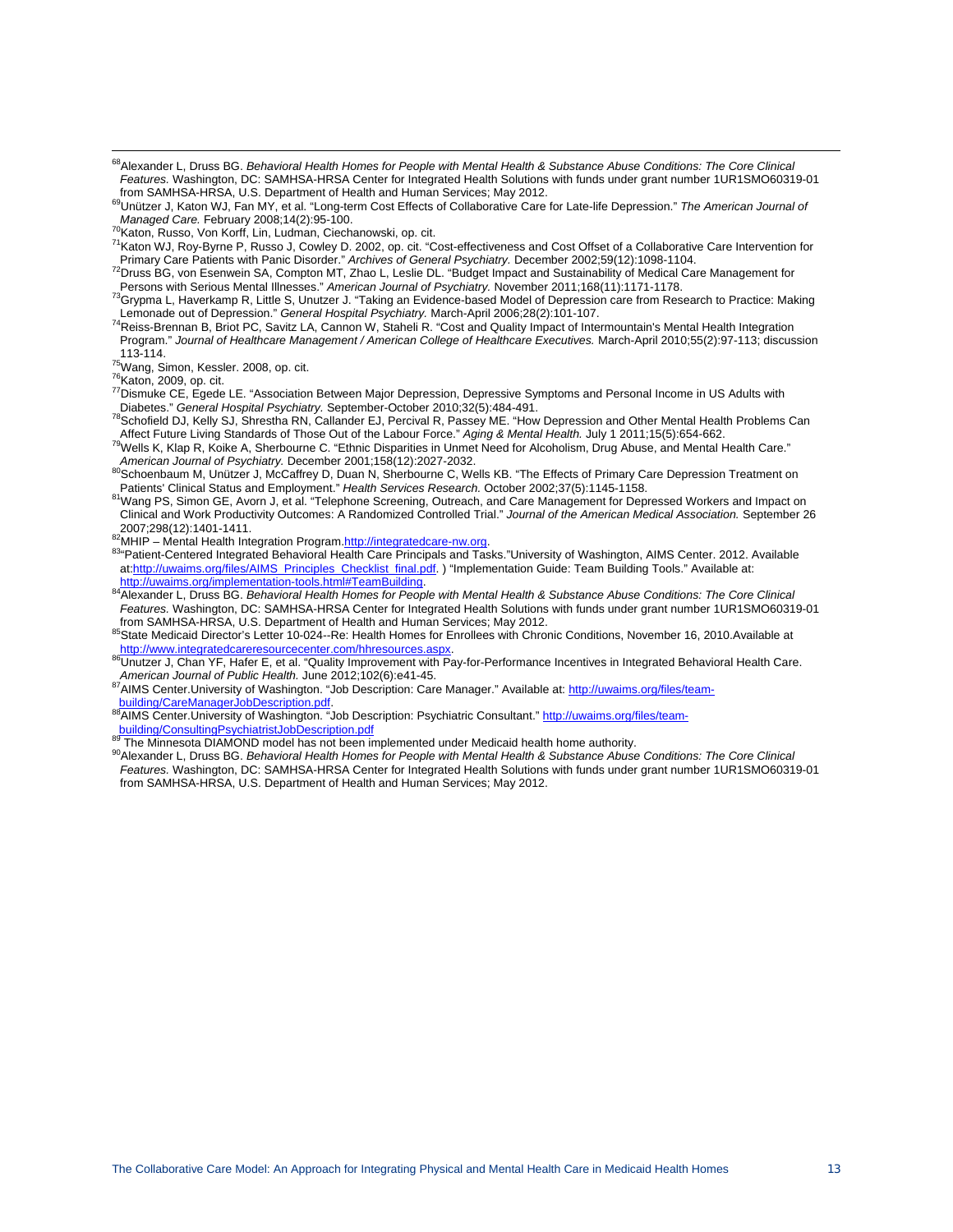[68]Alexander L, Druss BG. *Behavioral Health Homes for People with Mental Health & Substance Abuse Conditions: The Core Clinical Features.* Washington, DC: SAMHSA-HRSA Center for Integrated Health Solutions with funds under grant number 1UR1SMO60319-01 from SAMHSA-HRSA, U.S. Department of Health and Human Services; May 2012.

[69]Unützer J, Katon WJ, Fan MY, et al. "Long-term Cost Effects of Collaborative Care for Late-life Depression." *The American Journal of Managed Care.* February 2008;14(2):95-100.

[70]Katon, Russo, Von Korff, Lin, Ludman, Ciechanowski, op. cit.

[71]Katon WJ, Roy-Byrne P, Russo J, Cowley D. 2002, op. cit. "Cost-effectiveness and Cost Offset of a Collaborative Care Intervention for Primary Care Patients with Panic Disorder." *Archives of General Psychiatry.* December 2002;59(12):1098-1104.

[72]Druss BG, von Esenwein SA, Compton MT, Zhao L, Leslie DL. "Budget Impact and Sustainability of Medical Care Management for Persons with Serious Mental Illnesses." *American Journal of Psychiatry.* November 2011;168(11):1171-1178.

[73]Grypma L, Haverkamp R, Little S, Unutzer J. "Taking an Evidence-based Model of Depression care from Research to Practice: Making Lemonade out of Depression." *General Hospital Psychiatry.* March-April 2006;28(2):101-107.

[74]Reiss-Brennan B, Briot PC, Savitz LA, Cannon W, Staheli R. "Cost and Quality Impact of Intermountain's Mental Health Integration Program." *Journal of Healthcare Management / American College of Healthcare Executives.* March-April 2010;55(2):97-113; discussion 113-114.

[75]Wang, Simon, Kessler. 2008, op. cit.

[76]Katon, 2009, op. cit.

[77]Dismuke CE, Egede LE. "Association Between Major Depression, Depressive Symptoms and Personal Income in US Adults with Diabetes." *General Hospital Psychiatry.* September-October 2010;32(5):484-491.

[78]Schofield DJ, Kelly SJ, Shrestha RN, Callander EJ, Percival R, Passey ME. "How Depression and Other Mental Health Problems Can Affect Future Living Standards of Those Out of the Labour Force." *Aging & Mental Health.* July 1 2011;15(5):654-662.

[79]Wells K, Klap R, Koike A, Sherbourne C. "Ethnic Disparities in Unmet Need for Alcoholism, Drug Abuse, and Mental Health Care." *American Journal of Psychiatry.* December 2001;158(12):2027-2032.

[80]Schoenbaum M, Unützer J, McCaffrey D, Duan N, Sherbourne C, Wells KB. "The Effects of Primary Care Depression Treatment on Patients' Clinical Status and Employment." *Health Services Research.* October 2002;37(5):1145-1158.

[81]Wang PS, Simon GE, Avorn J, et al. "Telephone Screening, Outreach, and Care Management for Depressed Workers and Impact on Clinical and Work Productivity Outcomes: A Randomized Controlled Trial." *Journal of the American Medical Association.* September 26 2007;298(12):1401-1411.

[82]MHIP – Mental Health Integration Program.http://integratedcare-nw.org.

[83]"Patient-Centered Integrated Behavioral Health Care Principals and Tasks."University of Washington, AIMS Center. 2012. Available at:http://uwaims.org/files/AIMS_Principles_Checklist_final.pdf. ) "Implementation Guide: Team Building Tools." Available at: http://uwaims.org/implementation-tools.html#TeamBuilding.

[84]Alexander L, Druss BG. *Behavioral Health Homes for People with Mental Health & Substance Abuse Conditions: The Core Clinical Features.* Washington, DC: SAMHSA-HRSA Center for Integrated Health Solutions with funds under grant number 1UR1SMO60319-01 from SAMHSA-HRSA, U.S. Department of Health and Human Services; May 2012.

[85]State Medicaid Director's Letter 10-024--Re: Health Homes for Enrollees with Chronic Conditions, November 16, 2010.Available at http://www.integratedcareresourcecenter.com/hhresources.aspx.

[86]Unutzer J, Chan YF, Hafer E, et al. "Quality Improvement with Pay-for-Performance Incentives in Integrated Behavioral Health Care. *American Journal of Public Health.* June 2012;102(6):e41-45.

[87]AIMS Center.University of Washington. "Job Description: Care Manager." Available at: http://uwaims.org/files/team-building/CareManagerJobDescription.pdf.

[88]AIMS Center.University of Washington. "Job Description: Psychiatric Consultant." http://uwaims.org/files/team-building/ConsultingPsychiatristJobDescription.pdf

[89] The Minnesota DIAMOND model has not been implemented under Medicaid health home authority.

[90]Alexander L, Druss BG. *Behavioral Health Homes for People with Mental Health & Substance Abuse Conditions: The Core Clinical Features.* Washington, DC: SAMHSA-HRSA Center for Integrated Health Solutions with funds under grant number 1UR1SMO60319-01 from SAMHSA-HRSA, U.S. Department of Health and Human Services; May 2012.